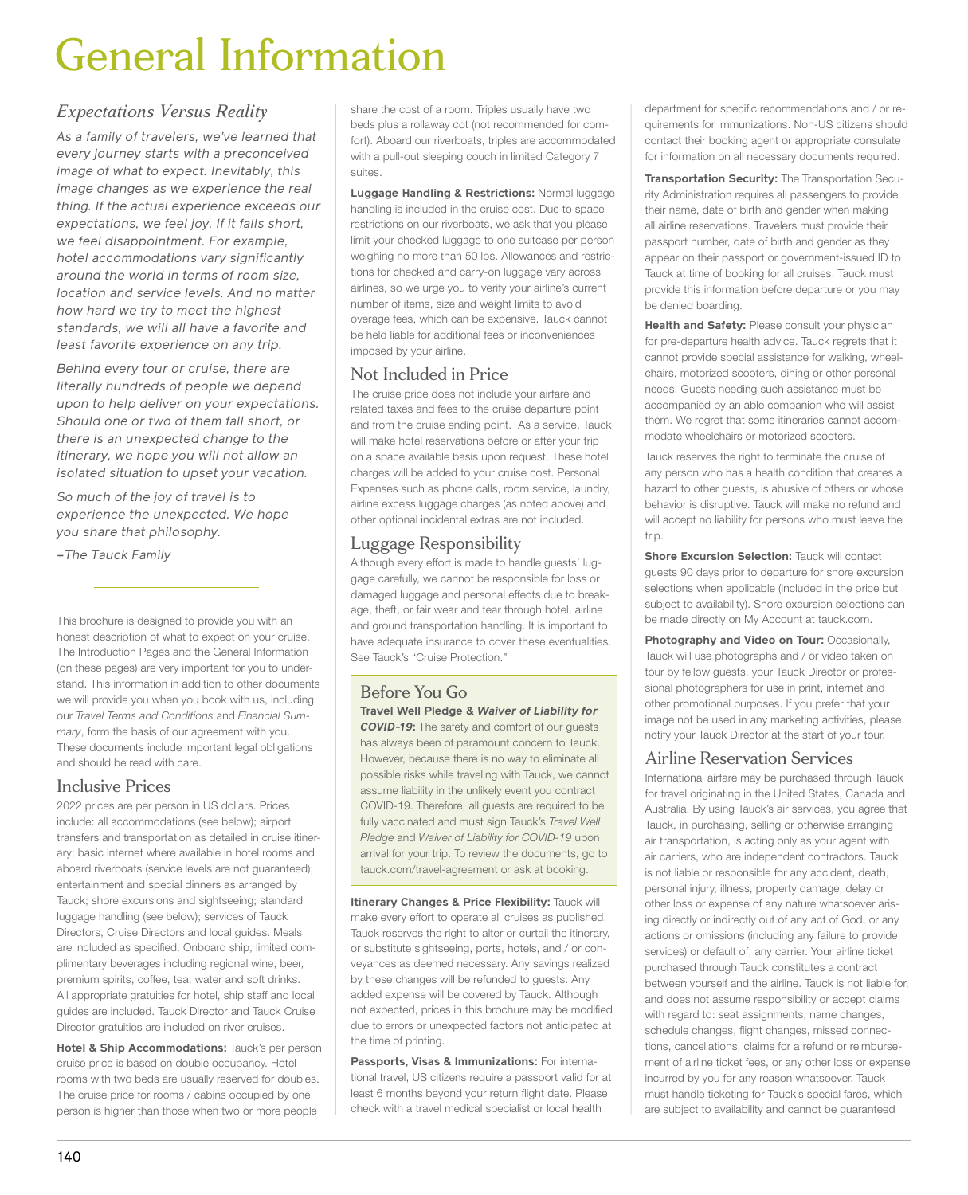# General Information

## Expectations Versus Reality

*As a family of travelers, we've learned that every journey starts with a preconceived image of what to expect. Inevitably, this image changes as we experience the real thing. If the actual experience exceeds our expectations, we feel joy. If it falls short, we feel disappointment. For example, hotel accommodations vary significantly around the world in terms of room size, location and service levels. And no matter how hard we try to meet the highest standards, we will all have a favorite and least favorite experience on any trip.*

*Behind every tour or cruise, there are literally hundreds of people we depend upon to help deliver on your expectations. Should one or two of them fall short, or there is an unexpected change to the itinerary, we hope you will not allow an isolated situation to upset your vacation.*

*So much of the joy of travel is to experience the unexpected. We hope you share that philosophy.*

*–The Tauck Family*

---

This brochure is designed to provide you with an honest description of what to expect on your cruise. The Introduction Pages and the General Information (on these pages) are very important for you to understand. This information in addition to other documents we will provide you when you book with us, including our *Travel Terms and Conditions* and *Financial Summary*, form the basis of our agreement with you. These documents include important legal obligations and should be read with care.

## Inclusive Prices

2022 prices are per person in US dollars. Prices include: all accommodations (see below); airport transfers and transportation as detailed in cruise itinerary; basic internet where available in hotel rooms and aboard riverboats (service levels are not guaranteed); entertainment and special dinners as arranged by Tauck; shore excursions and sightseeing; standard luggage handling (see below); services of Tauck Directors, Cruise Directors and local guides. Meals are included as specified. Onboard ship, limited complimentary beverages including regional wine, beer, premium spirits, coffee, tea, water and soft drinks. All appropriate gratuities for hotel, ship staff and local guides are included. Tauck Director and Tauck Cruise Director gratuities are included on river cruises.

**Hotel & Ship Accommodations:** Tauck's per person cruise price is based on double occupancy. Hotel rooms with two beds are usually reserved for doubles. The cruise price for rooms / cabins occupied by one person is higher than those when two or more people share the cost of a room. Triples usually have two beds plus a rollaway cot (not recommended for comfort). Aboard our riverboats, triples are accommodated with a pull-out sleeping couch in limited Category 7 suites.

**Luggage Handling & Restrictions:** Normal luggage handling is included in the cruise cost. Due to space restrictions on our riverboats, we ask that you please limit your checked luggage to one suitcase per person weighing no more than 50 lbs. Allowances and restrictions for checked and carry-on luggage vary across airlines, so we urge you to verify your airline's current number of items, size and weight limits to avoid overage fees, which can be expensive. Tauck cannot be held liable for additional fees or inconveniences imposed by your airline.

## Not Included in Price

The cruise price does not include your airfare and related taxes and fees to the cruise departure point and from the cruise ending point. As a service, Tauck will make hotel reservations before or after your trip on a space available basis upon request. These hotel charges will be added to your cruise cost. Personal Expenses such as phone calls, room service, laundry, airline excess luggage charges (as noted above) and other optional incidental extras are not included.

## Luggage Responsibility

Although every effort is made to handle guests' luggage carefully, we cannot be responsible for loss or damaged luggage and personal effects due to breakage, theft, or fair wear and tear through hotel, airline and ground transportation handling. It is important to have adequate insurance to cover these eventualities. See Tauck's "Cruise Protection."

## Before You Go

**Travel Well Pledge & *Waiver of Liability for COVID-19*:** The safety and comfort of our guests has always been of paramount concern to Tauck. However, because there is no way to eliminate all possible risks while traveling with Tauck, we cannot assume liability in the unlikely event you contract COVID-19. Therefore, all guests are required to be fully vaccinated and must sign Tauck's *Travel Well Pledge* and *Waiver of Liability for COVID-19* upon arrival for your trip. To review the documents, go to tauck.com/travel-agreement or ask at booking.

**Itinerary Changes & Price Flexibility:** Tauck will make every effort to operate all cruises as published. Tauck reserves the right to alter or curtail the itinerary, or substitute sightseeing, ports, hotels, and / or conveyances as deemed necessary. Any savings realized by these changes will be refunded to guests. Any added expense will be covered by Tauck. Although not expected, prices in this brochure may be modified due to errors or unexpected factors not anticipated at the time of printing.

**Passports, Visas & Immunizations:** For international travel, US citizens require a passport valid for at least 6 months beyond your return flight date. Please check with a travel medical specialist or local health department for specific recommendations and / or requirements for immunizations. Non-US citizens should contact their booking agent or appropriate consulate for information on all necessary documents required.

**Transportation Security:** The Transportation Security Administration requires all passengers to provide their name, date of birth and gender when making all airline reservations. Travelers must provide their passport number, date of birth and gender as they appear on their passport or government-issued ID to Tauck at time of booking for all cruises. Tauck must provide this information before departure or you may be denied boarding.

**Health and Safety:** Please consult your physician for pre-departure health advice. Tauck regrets that it cannot provide special assistance for walking, wheelchairs, motorized scooters, dining or other personal needs. Guests needing such assistance must be accompanied by an able companion who will assist them. We regret that some itineraries cannot accommodate wheelchairs or motorized scooters.

Tauck reserves the right to terminate the cruise of any person who has a health condition that creates a hazard to other guests, is abusive of others or whose behavior is disruptive. Tauck will make no refund and will accept no liability for persons who must leave the trip.

**Shore Excursion Selection:** Tauck will contact guests 90 days prior to departure for shore excursion selections when applicable (included in the price but subject to availability). Shore excursion selections can be made directly on My Account at tauck.com.

**Photography and Video on Tour:** Occasionally, Tauck will use photographs and / or video taken on tour by fellow guests, your Tauck Director or professional photographers for use in print, internet and other promotional purposes. If you prefer that your image not be used in any marketing activities, please notify your Tauck Director at the start of your tour.

## Airline Reservation Services

International airfare may be purchased through Tauck for travel originating in the United States, Canada and Australia. By using Tauck's air services, you agree that Tauck, in purchasing, selling or otherwise arranging air transportation, is acting only as your agent with air carriers, who are independent contractors. Tauck is not liable or responsible for any accident, death, personal injury, illness, property damage, delay or other loss or expense of any nature whatsoever arising directly or indirectly out of any act of God, or any actions or omissions (including any failure to provide services) or default of, any carrier. Your airline ticket purchased through Tauck constitutes a contract between yourself and the airline. Tauck is not liable for, and does not assume responsibility or accept claims with regard to: seat assignments, name changes, schedule changes, flight changes, missed connections, cancellations, claims for a refund or reimbursement of airline ticket fees, or any other loss or expense incurred by you for any reason whatsoever. Tauck must handle ticketing for Tauck's special fares, which are subject to availability and cannot be guaranteed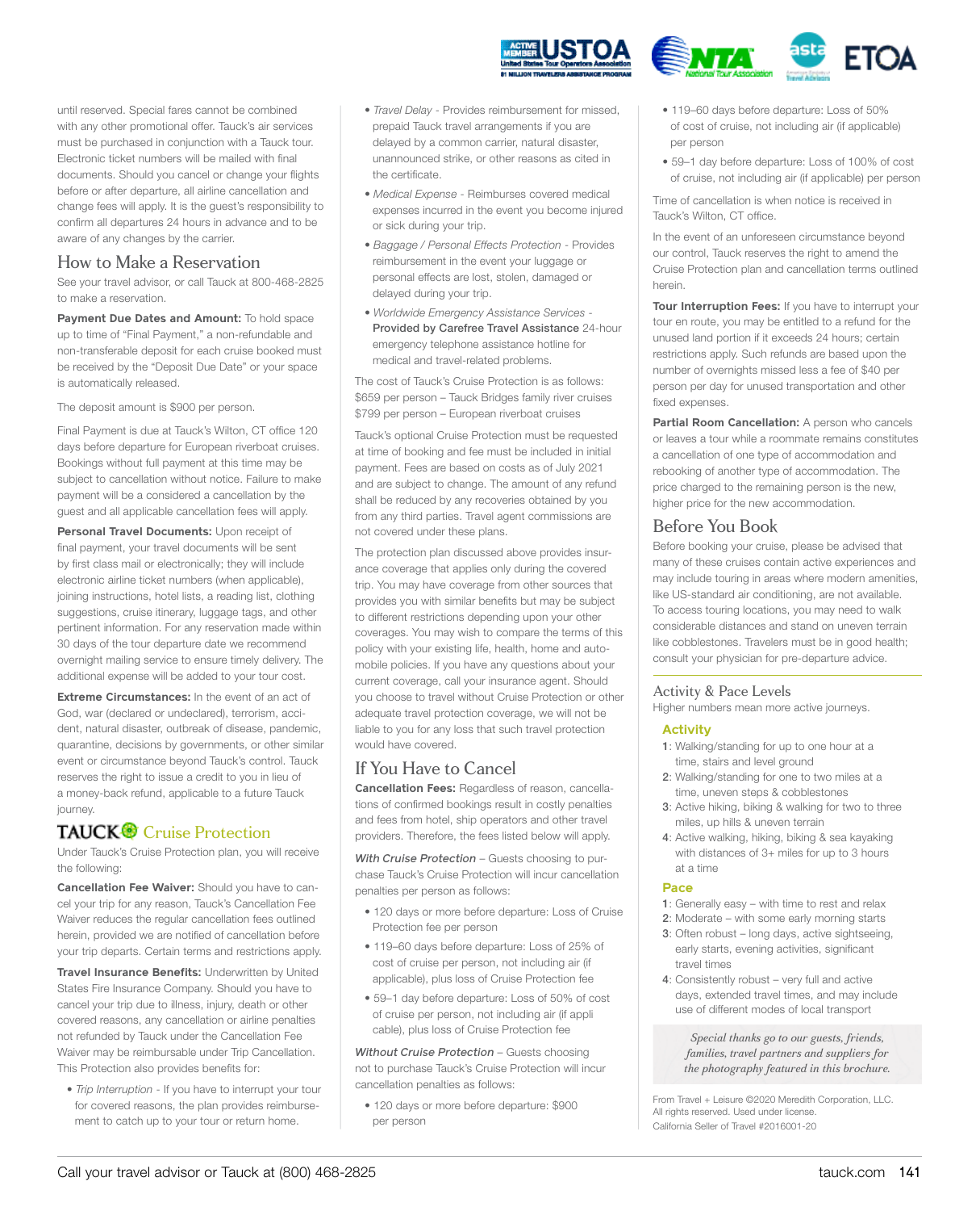until reserved. Special fares cannot be combined with any other promotional offer. Tauck's air services must be purchased in conjunction with a Tauck tour. Electronic ticket numbers will be mailed with final documents. Should you cancel or change your flights before or after departure, all airline cancellation and change fees will apply. It is the guest's responsibility to confirm all departures 24 hours in advance and to be aware of any changes by the carrier.

## How to Make a Reservation

See your travel advisor, or call Tauck at 800-468-2825 to make a reservation.

**Payment Due Dates and Amount:** To hold space up to time of "Final Payment," a non-refundable and non-transferable deposit for each cruise booked must be received by the "Deposit Due Date" or your space is automatically released.

The deposit amount is $900 per person.

Final Payment is due at Tauck's Wilton, CT office 120 days before departure for European riverboat cruises. Bookings without full payment at this time may be subject to cancellation without notice. Failure to make payment will be a considered a cancellation by the guest and all applicable cancellation fees will apply.

**Personal Travel Documents:** Upon receipt of final payment, your travel documents will be sent by first class mail or electronically; they will include electronic airline ticket numbers (when applicable), joining instructions, hotel lists, a reading list, clothing suggestions, cruise itinerary, luggage tags, and other pertinent information. For any reservation made within 30 days of the tour departure date we recommend overnight mailing service to ensure timely delivery. The additional expense will be added to your tour cost.

**Extreme Circumstances:** In the event of an act of God, war (declared or undeclared), terrorism, accident, natural disaster, outbreak of disease, pandemic, quarantine, decisions by governments, or other similar event or circumstance beyond Tauck's control. Tauck reserves the right to issue a credit to you in lieu of a money-back refund, applicable to a future Tauck journey.

## TAUCK Cruise Protection

Under Tauck's Cruise Protection plan, you will receive the following:

**Cancellation Fee Waiver:** Should you have to cancel your trip for any reason, Tauck's Cancellation Fee Waiver reduces the regular cancellation fees outlined herein, provided we are notified of cancellation before your trip departs. Certain terms and restrictions apply.

**Travel Insurance Benefits:** Underwritten by United States Fire Insurance Company. Should you have to cancel your trip due to illness, injury, death or other covered reasons, any cancellation or airline penalties not refunded by Tauck under the Cancellation Fee Waiver may be reimbursable under Trip Cancellation. This Protection also provides benefits for:

- *Trip Interruption* - If you have to interrupt your tour for covered reasons, the plan provides reimbursement to catch up to your tour or return home.
- *Travel Delay* - Provides reimbursement for missed, prepaid Tauck travel arrangements if you are delayed by a common carrier, natural disaster, unannounced strike, or other reasons as cited in the certificate.
- *Medical Expense* - Reimburses covered medical expenses incurred in the event you become injured or sick during your trip.
- *Baggage / Personal Effects Protection* - Provides reimbursement in the event your luggage or personal effects are lost, stolen, damaged or delayed during your trip.
- *Worldwide Emergency Assistance Services* - **Provided by Carefree Travel Assistance** 24-hour emergency telephone assistance hotline for medical and travel-related problems.

The cost of Tauck's Cruise Protection is as follows:
$659 per person – Tauck Bridges family river cruises
$799 per person – European riverboat cruises

Tauck's optional Cruise Protection must be requested at time of booking and fee must be included in initial payment. Fees are based on costs as of July 2021 and are subject to change. The amount of any refund shall be reduced by any recoveries obtained by you from any third parties. Travel agent commissions are not covered under these plans.

The protection plan discussed above provides insurance coverage that applies only during the covered trip. You may have coverage from other sources that provides you with similar benefits but may be subject to different restrictions depending upon your other coverages. You may wish to compare the terms of this policy with your existing life, health, home and automobile policies. If you have any questions about your current coverage, call your insurance agent. Should you choose to travel without Cruise Protection or other adequate travel protection coverage, we will not be liable to you for any loss that such travel protection would have covered.

## If You Have to Cancel

**Cancellation Fees:** Regardless of reason, cancellations of confirmed bookings result in costly penalties and fees from hotel, ship operators and other travel providers. Therefore, the fees listed below will apply.

***With Cruise Protection*** – Guests choosing to purchase Tauck's Cruise Protection will incur cancellation penalties per person as follows:

- 120 days or more before departure: Loss of Cruise Protection fee per person
- 119–60 days before departure: Loss of 25% of cost of cruise per person, not including air (if applicable), plus loss of Cruise Protection fee
- 59–1 day before departure: Loss of 50% of cost of cruise per person, not including air (if applicable), plus loss of Cruise Protection fee

***Without Cruise Protection*** – Guests choosing not to purchase Tauck's Cruise Protection will incur cancellation penalties as follows:

- 120 days or more before departure: $900 per person
- 119–60 days before departure: Loss of 50% of cost of cruise, not including air (if applicable) per person
- 59–1 day before departure: Loss of 100% of cost of cruise, not including air (if applicable) per person

Time of cancellation is when notice is received in Tauck's Wilton, CT office.

In the event of an unforeseen circumstance beyond our control, Tauck reserves the right to amend the Cruise Protection plan and cancellation terms outlined herein.

**Tour Interruption Fees:** If you have to interrupt your tour en route, you may be entitled to a refund for the unused land portion if it exceeds 24 hours; certain restrictions apply. Such refunds are based upon the number of overnights missed less a fee of $40 per person per day for unused transportation and other fixed expenses.

**Partial Room Cancellation:** A person who cancels or leaves a tour while a roommate remains constitutes a cancellation of one type of accommodation and rebooking of another type of accommodation. The price charged to the remaining person is the new, higher price for the new accommodation.

## Before You Book

Before booking your cruise, please be advised that many of these cruises contain active experiences and may include touring in areas where modern amenities, like US-standard air conditioning, are not available. To access touring locations, you may need to walk considerable distances and stand on uneven terrain like cobblestones. Travelers must be in good health; consult your physician for pre-departure advice.

## Activity & Pace Levels

Higher numbers mean more active journeys.

### Activity

**1**: Walking/standing for up to one hour at a time, stairs and level ground
**2**: Walking/standing for one to two miles at a time, uneven steps & cobblestones
**3**: Active hiking, biking & walking for two to three miles, up hills & uneven terrain
**4**: Active walking, hiking, biking & sea kayaking with distances of 3+ miles for up to 3 hours at a time

### Pace

**1**: Generally easy – with time to rest and relax
**2**: Moderate – with some early morning starts
**3**: Often robust – long days, active sightseeing, early starts, evening activities, significant travel times
**4**: Consistently robust – very full and active days, extended travel times, and may include use of different modes of local transport

*Special thanks go to our guests, friends, families, travel partners and suppliers for the photography featured in this brochure.*

From Travel + Leisure ©2020 Meredith Corporation, LLC. All rights reserved. Used under license.
California Seller of Travel #2016001-20